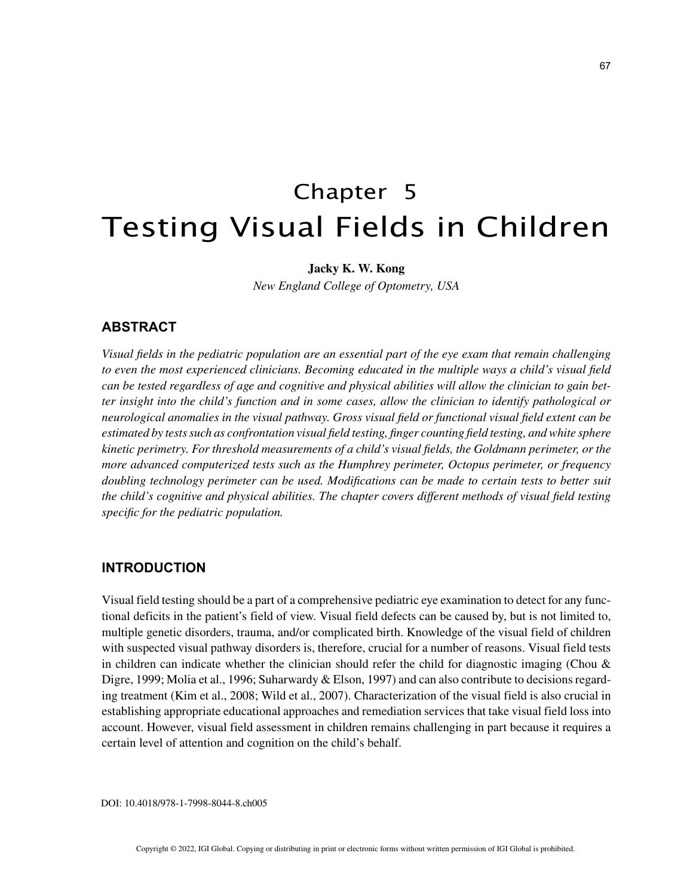# Chapter 5
# Testing Visual Fields in Children

**Jacky K. W. Kong**
*New England College of Optometry, USA*

## ABSTRACT

*Visual fields in the pediatric population are an essential part of the eye exam that remain challenging to even the most experienced clinicians. Becoming educated in the multiple ways a child's visual field can be tested regardless of age and cognitive and physical abilities will allow the clinician to gain better insight into the child's function and in some cases, allow the clinician to identify pathological or neurological anomalies in the visual pathway. Gross visual field or functional visual field extent can be estimated by tests such as confrontation visual field testing, finger counting field testing, and white sphere kinetic perimetry. For threshold measurements of a child's visual fields, the Goldmann perimeter, or the more advanced computerized tests such as the Humphrey perimeter, Octopus perimeter, or frequency doubling technology perimeter can be used. Modifications can be made to certain tests to better suit the child's cognitive and physical abilities. The chapter covers different methods of visual field testing specific for the pediatric population.*

## INTRODUCTION

Visual field testing should be a part of a comprehensive pediatric eye examination to detect for any functional deficits in the patient's field of view. Visual field defects can be caused by, but is not limited to, multiple genetic disorders, trauma, and/or complicated birth. Knowledge of the visual field of children with suspected visual pathway disorders is, therefore, crucial for a number of reasons. Visual field tests in children can indicate whether the clinician should refer the child for diagnostic imaging (Chou & Digre, 1999; Molia et al., 1996; Suharwardy & Elson, 1997) and can also contribute to decisions regarding treatment (Kim et al., 2008; Wild et al., 2007). Characterization of the visual field is also crucial in establishing appropriate educational approaches and remediation services that take visual field loss into account. However, visual field assessment in children remains challenging in part because it requires a certain level of attention and cognition on the child's behalf.

DOI: 10.4018/978-1-7998-8044-8.ch005

Copyright © 2022, IGI Global. Copying or distributing in print or electronic forms without written permission of IGI Global is prohibited.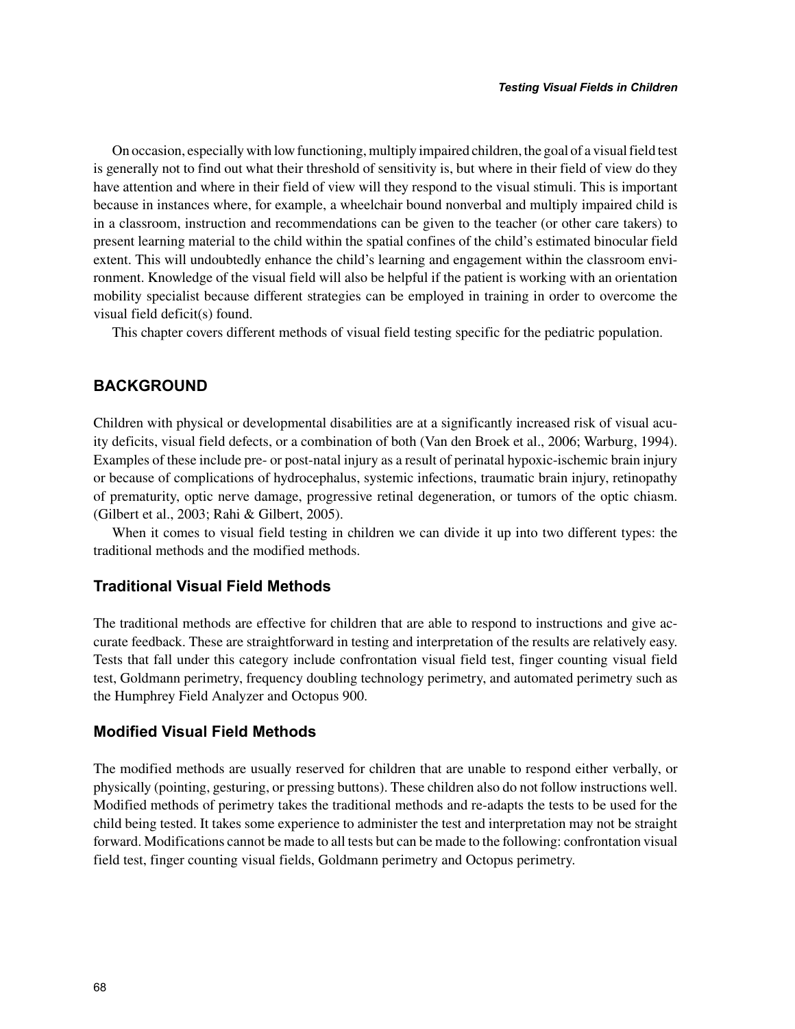On occasion, especially with low functioning, multiply impaired children, the goal of a visual field test is generally not to find out what their threshold of sensitivity is, but where in their field of view do they have attention and where in their field of view will they respond to the visual stimuli. This is important because in instances where, for example, a wheelchair bound nonverbal and multiply impaired child is in a classroom, instruction and recommendations can be given to the teacher (or other care takers) to present learning material to the child within the spatial confines of the child's estimated binocular field extent. This will undoubtedly enhance the child's learning and engagement within the classroom environment. Knowledge of the visual field will also be helpful if the patient is working with an orientation mobility specialist because different strategies can be employed in training in order to overcome the visual field deficit(s) found.

This chapter covers different methods of visual field testing specific for the pediatric population.

## BACKGROUND

Children with physical or developmental disabilities are at a significantly increased risk of visual acuity deficits, visual field defects, or a combination of both (Van den Broek et al., 2006; Warburg, 1994). Examples of these include pre- or post-natal injury as a result of perinatal hypoxic-ischemic brain injury or because of complications of hydrocephalus, systemic infections, traumatic brain injury, retinopathy of prematurity, optic nerve damage, progressive retinal degeneration, or tumors of the optic chiasm. (Gilbert et al., 2003; Rahi & Gilbert, 2005).

When it comes to visual field testing in children we can divide it up into two different types: the traditional methods and the modified methods.

### Traditional Visual Field Methods

The traditional methods are effective for children that are able to respond to instructions and give accurate feedback. These are straightforward in testing and interpretation of the results are relatively easy. Tests that fall under this category include confrontation visual field test, finger counting visual field test, Goldmann perimetry, frequency doubling technology perimetry, and automated perimetry such as the Humphrey Field Analyzer and Octopus 900.

### Modified Visual Field Methods

The modified methods are usually reserved for children that are unable to respond either verbally, or physically (pointing, gesturing, or pressing buttons). These children also do not follow instructions well. Modified methods of perimetry takes the traditional methods and re-adapts the tests to be used for the child being tested. It takes some experience to administer the test and interpretation may not be straight forward. Modifications cannot be made to all tests but can be made to the following: confrontation visual field test, finger counting visual fields, Goldmann perimetry and Octopus perimetry.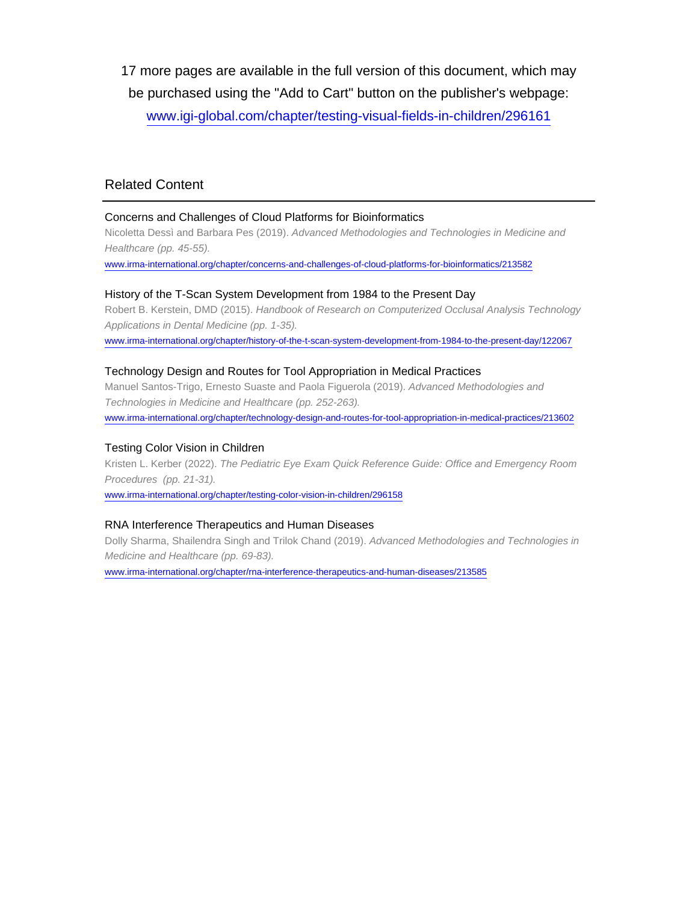17 more pages are available in the full version of this document, which may be purchased using the "Add to Cart" button on the publisher's webpage:
www.igi-global.com/chapter/testing-visual-fields-in-children/296161

## Related Content

Concerns and Challenges of Cloud Platforms for Bioinformatics
Nicoletta Dessì and Barbara Pes (2019). *Advanced Methodologies and Technologies in Medicine and Healthcare (pp. 45-55).*
www.irma-international.org/chapter/concerns-and-challenges-of-cloud-platforms-for-bioinformatics/213582

History of the T-Scan System Development from 1984 to the Present Day
Robert B. Kerstein, DMD (2015). *Handbook of Research on Computerized Occlusal Analysis Technology Applications in Dental Medicine (pp. 1-35).*
www.irma-international.org/chapter/history-of-the-t-scan-system-development-from-1984-to-the-present-day/122067

Technology Design and Routes for Tool Appropriation in Medical Practices
Manuel Santos-Trigo, Ernesto Suaste and Paola Figuerola (2019). *Advanced Methodologies and Technologies in Medicine and Healthcare (pp. 252-263).*
www.irma-international.org/chapter/technology-design-and-routes-for-tool-appropriation-in-medical-practices/213602

Testing Color Vision in Children
Kristen L. Kerber (2022). *The Pediatric Eye Exam Quick Reference Guide: Office and Emergency Room Procedures (pp. 21-31).*
www.irma-international.org/chapter/testing-color-vision-in-children/296158

RNA Interference Therapeutics and Human Diseases
Dolly Sharma, Shailendra Singh and Trilok Chand (2019). *Advanced Methodologies and Technologies in Medicine and Healthcare (pp. 69-83).*
www.irma-international.org/chapter/rna-interference-therapeutics-and-human-diseases/213585